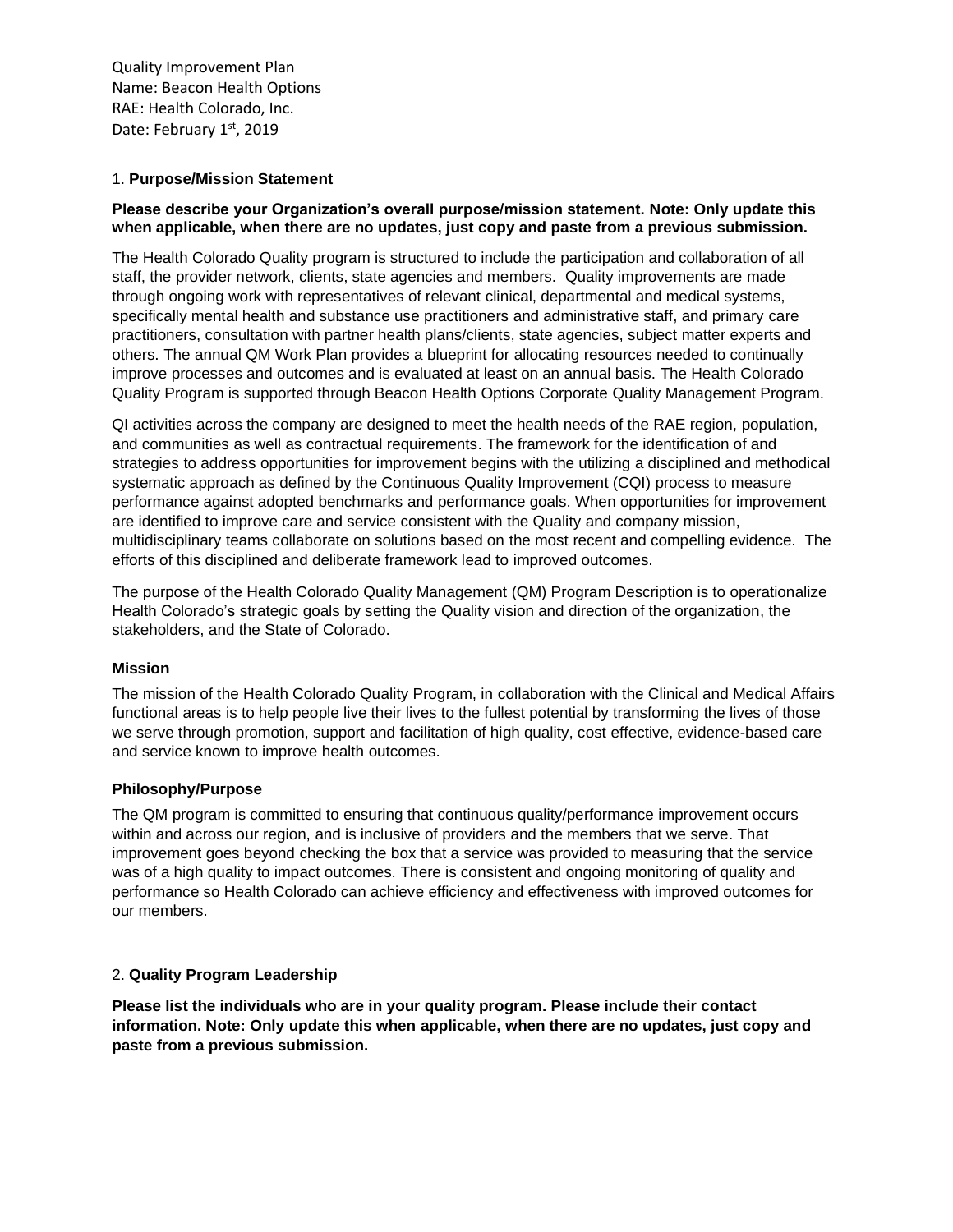Quality Improvement Plan
Name: Beacon Health Options
RAE: Health Colorado, Inc.
Date: February 1st, 2019

## 1. **Purpose/Mission Statement**

**Please describe your Organization's overall purpose/mission statement. Note: Only update this when applicable, when there are no updates, just copy and paste from a previous submission.**

The Health Colorado Quality program is structured to include the participation and collaboration of all staff, the provider network, clients, state agencies and members. Quality improvements are made through ongoing work with representatives of relevant clinical, departmental and medical systems, specifically mental health and substance use practitioners and administrative staff, and primary care practitioners, consultation with partner health plans/clients, state agencies, subject matter experts and others. The annual QM Work Plan provides a blueprint for allocating resources needed to continually improve processes and outcomes and is evaluated at least on an annual basis. The Health Colorado Quality Program is supported through Beacon Health Options Corporate Quality Management Program.

QI activities across the company are designed to meet the health needs of the RAE region, population, and communities as well as contractual requirements. The framework for the identification of and strategies to address opportunities for improvement begins with the utilizing a disciplined and methodical systematic approach as defined by the Continuous Quality Improvement (CQI) process to measure performance against adopted benchmarks and performance goals. When opportunities for improvement are identified to improve care and service consistent with the Quality and company mission, multidisciplinary teams collaborate on solutions based on the most recent and compelling evidence. The efforts of this disciplined and deliberate framework lead to improved outcomes.

The purpose of the Health Colorado Quality Management (QM) Program Description is to operationalize Health Colorado's strategic goals by setting the Quality vision and direction of the organization, the stakeholders, and the State of Colorado.

### Mission

The mission of the Health Colorado Quality Program, in collaboration with the Clinical and Medical Affairs functional areas is to help people live their lives to the fullest potential by transforming the lives of those we serve through promotion, support and facilitation of high quality, cost effective, evidence-based care and service known to improve health outcomes.

### Philosophy/Purpose

The QM program is committed to ensuring that continuous quality/performance improvement occurs within and across our region, and is inclusive of providers and the members that we serve. That improvement goes beyond checking the box that a service was provided to measuring that the service was of a high quality to impact outcomes. There is consistent and ongoing monitoring of quality and performance so Health Colorado can achieve efficiency and effectiveness with improved outcomes for our members.

## 2. **Quality Program Leadership**

**Please list the individuals who are in your quality program. Please include their contact information. Note: Only update this when applicable, when there are no updates, just copy and paste from a previous submission.**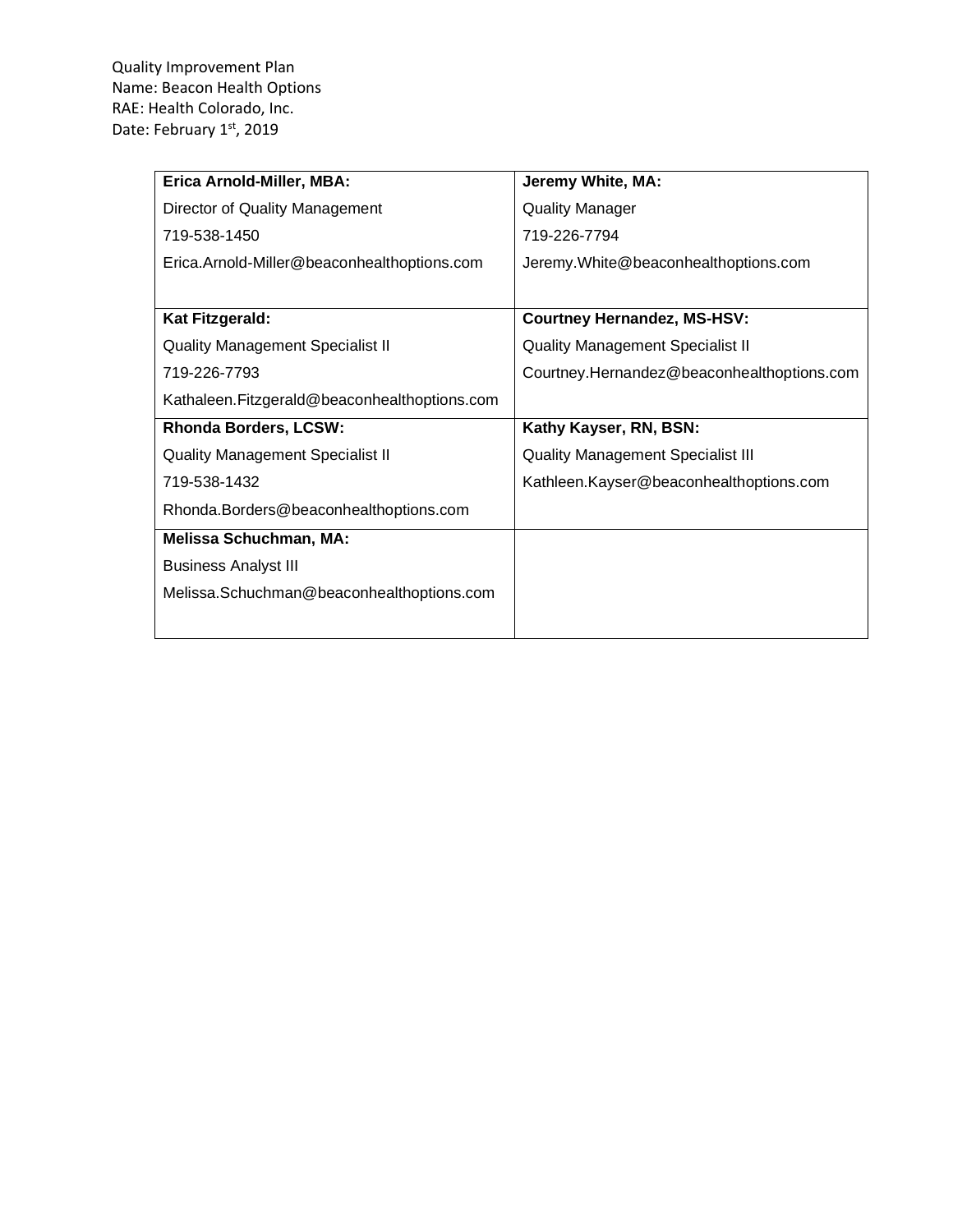Quality Improvement Plan
Name: Beacon Health Options
RAE: Health Colorado, Inc.
Date: February 1st, 2019

| | |
|---|---|
| **Erica Arnold-Miller, MBA:**<br>Director of Quality Management<br>719-538-1450<br>Erica.Arnold-Miller@beaconhealthoptions.com | **Jeremy White, MA:**<br>Quality Manager<br>719-226-7794<br>Jeremy.White@beaconhealthoptions.com |
| **Kat Fitzgerald:**<br>Quality Management Specialist II<br>719-226-7793<br>Kathaleen.Fitzgerald@beaconhealthoptions.com | **Courtney Hernandez, MS-HSV:**<br>Quality Management Specialist II<br>Courtney.Hernandez@beaconhealthoptions.com |
| **Rhonda Borders, LCSW:**<br>Quality Management Specialist II<br>719-538-1432<br>Rhonda.Borders@beaconhealthoptions.com | **Kathy Kayser, RN, BSN:**<br>Quality Management Specialist III<br>Kathleen.Kayser@beaconhealthoptions.com |
| **Melissa Schuchman, MA:**<br>Business Analyst III<br>Melissa.Schuchman@beaconhealthoptions.com | |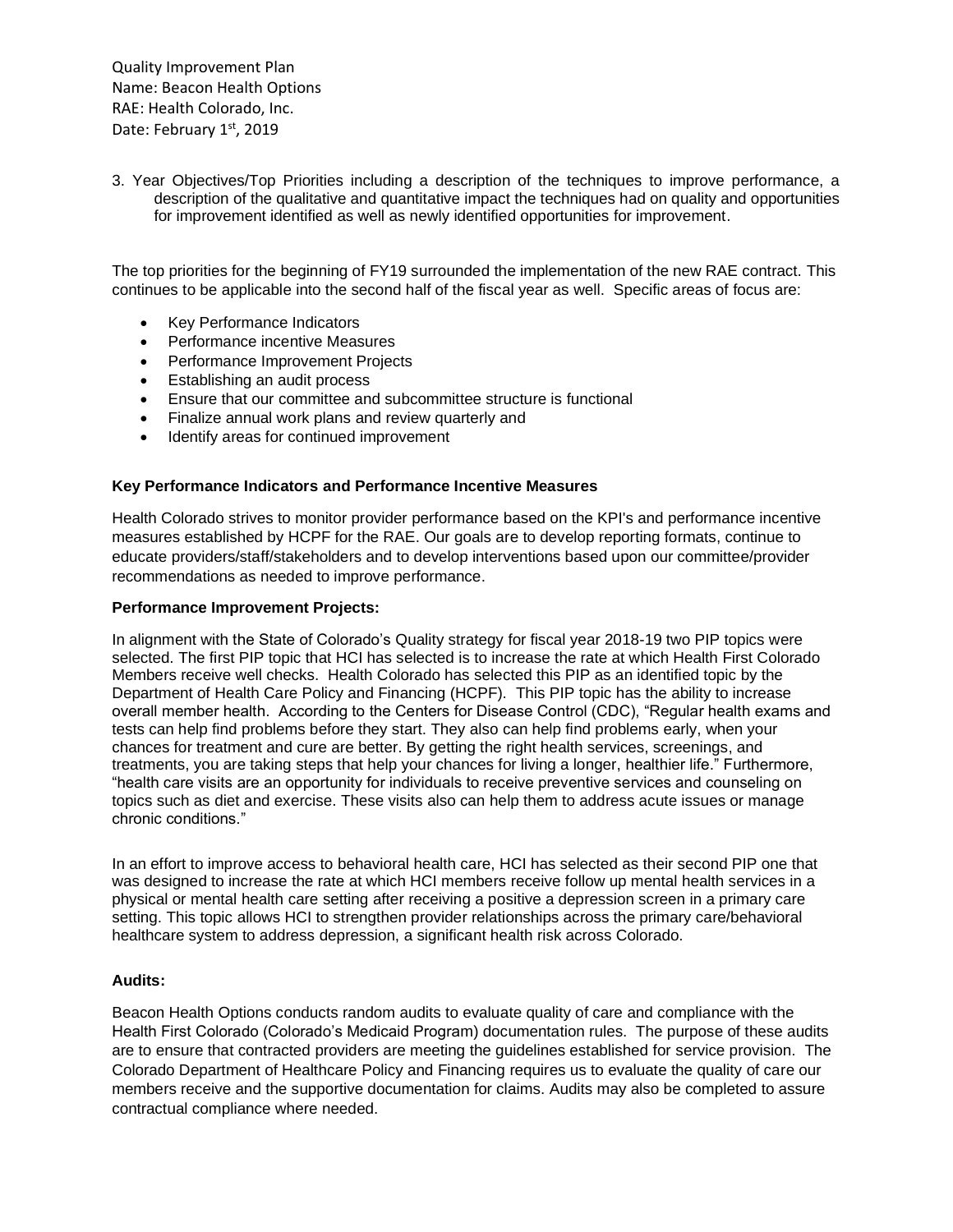Quality Improvement Plan
Name: Beacon Health Options
RAE: Health Colorado, Inc.
Date: February 1st, 2019

3. Year Objectives/Top Priorities including a description of the techniques to improve performance, a description of the qualitative and quantitative impact the techniques had on quality and opportunities for improvement identified as well as newly identified opportunities for improvement.

The top priorities for the beginning of FY19 surrounded the implementation of the new RAE contract. This continues to be applicable into the second half of the fiscal year as well. Specific areas of focus are:

- Key Performance Indicators
- Performance incentive Measures
- Performance Improvement Projects
- Establishing an audit process
- Ensure that our committee and subcommittee structure is functional
- Finalize annual work plans and review quarterly and
- Identify areas for continued improvement

**Key Performance Indicators and Performance Incentive Measures**

Health Colorado strives to monitor provider performance based on the KPI's and performance incentive measures established by HCPF for the RAE. Our goals are to develop reporting formats, continue to educate providers/staff/stakeholders and to develop interventions based upon our committee/provider recommendations as needed to improve performance.

**Performance Improvement Projects:**

In alignment with the State of Colorado's Quality strategy for fiscal year 2018-19 two PIP topics were selected. The first PIP topic that HCI has selected is to increase the rate at which Health First Colorado Members receive well checks. Health Colorado has selected this PIP as an identified topic by the Department of Health Care Policy and Financing (HCPF). This PIP topic has the ability to increase overall member health. According to the Centers for Disease Control (CDC), "Regular health exams and tests can help find problems before they start. They also can help find problems early, when your chances for treatment and cure are better. By getting the right health services, screenings, and treatments, you are taking steps that help your chances for living a longer, healthier life." Furthermore, "health care visits are an opportunity for individuals to receive preventive services and counseling on topics such as diet and exercise. These visits also can help them to address acute issues or manage chronic conditions."

In an effort to improve access to behavioral health care, HCI has selected as their second PIP one that was designed to increase the rate at which HCI members receive follow up mental health services in a physical or mental health care setting after receiving a positive a depression screen in a primary care setting. This topic allows HCI to strengthen provider relationships across the primary care/behavioral healthcare system to address depression, a significant health risk across Colorado.

**Audits:**

Beacon Health Options conducts random audits to evaluate quality of care and compliance with the Health First Colorado (Colorado's Medicaid Program) documentation rules. The purpose of these audits are to ensure that contracted providers are meeting the guidelines established for service provision. The Colorado Department of Healthcare Policy and Financing requires us to evaluate the quality of care our members receive and the supportive documentation for claims. Audits may also be completed to assure contractual compliance where needed.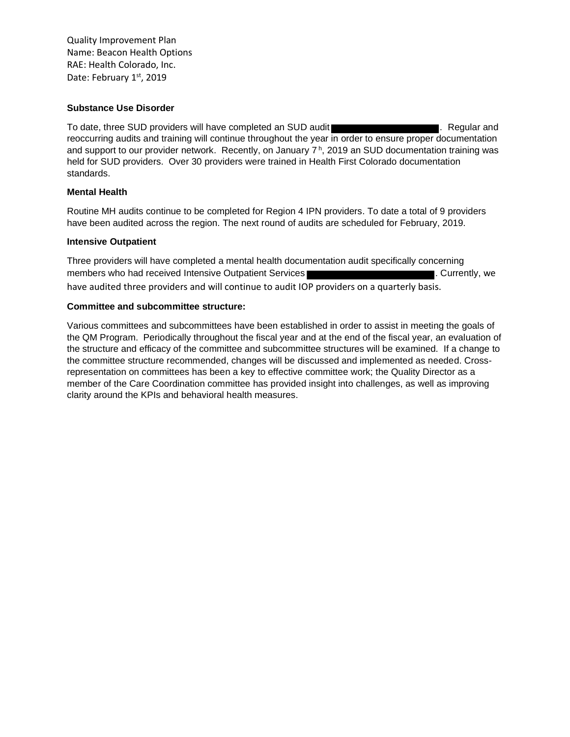Quality Improvement Plan
Name: Beacon Health Options
RAE: Health Colorado, Inc.
Date: February 1st, 2019

**Substance Use Disorder**

To date, three SUD providers will have completed an SUD audit ██████████. Regular and reoccurring audits and training will continue throughout the year in order to ensure proper documentation and support to our provider network. Recently, on January 7th, 2019 an SUD documentation training was held for SUD providers. Over 30 providers were trained in Health First Colorado documentation standards.

**Mental Health**

Routine MH audits continue to be completed for Region 4 IPN providers. To date a total of 9 providers have been audited across the region. The next round of audits are scheduled for February, 2019.

**Intensive Outpatient**

Three providers will have completed a mental health documentation audit specifically concerning members who had received Intensive Outpatient Services ██████████. Currently, we have audited three providers and will continue to audit IOP providers on a quarterly basis.

**Committee and subcommittee structure:**

Various committees and subcommittees have been established in order to assist in meeting the goals of the QM Program. Periodically throughout the fiscal year and at the end of the fiscal year, an evaluation of the structure and efficacy of the committee and subcommittee structures will be examined. If a change to the committee structure recommended, changes will be discussed and implemented as needed. Cross-representation on committees has been a key to effective committee work; the Quality Director as a member of the Care Coordination committee has provided insight into challenges, as well as improving clarity around the KPIs and behavioral health measures.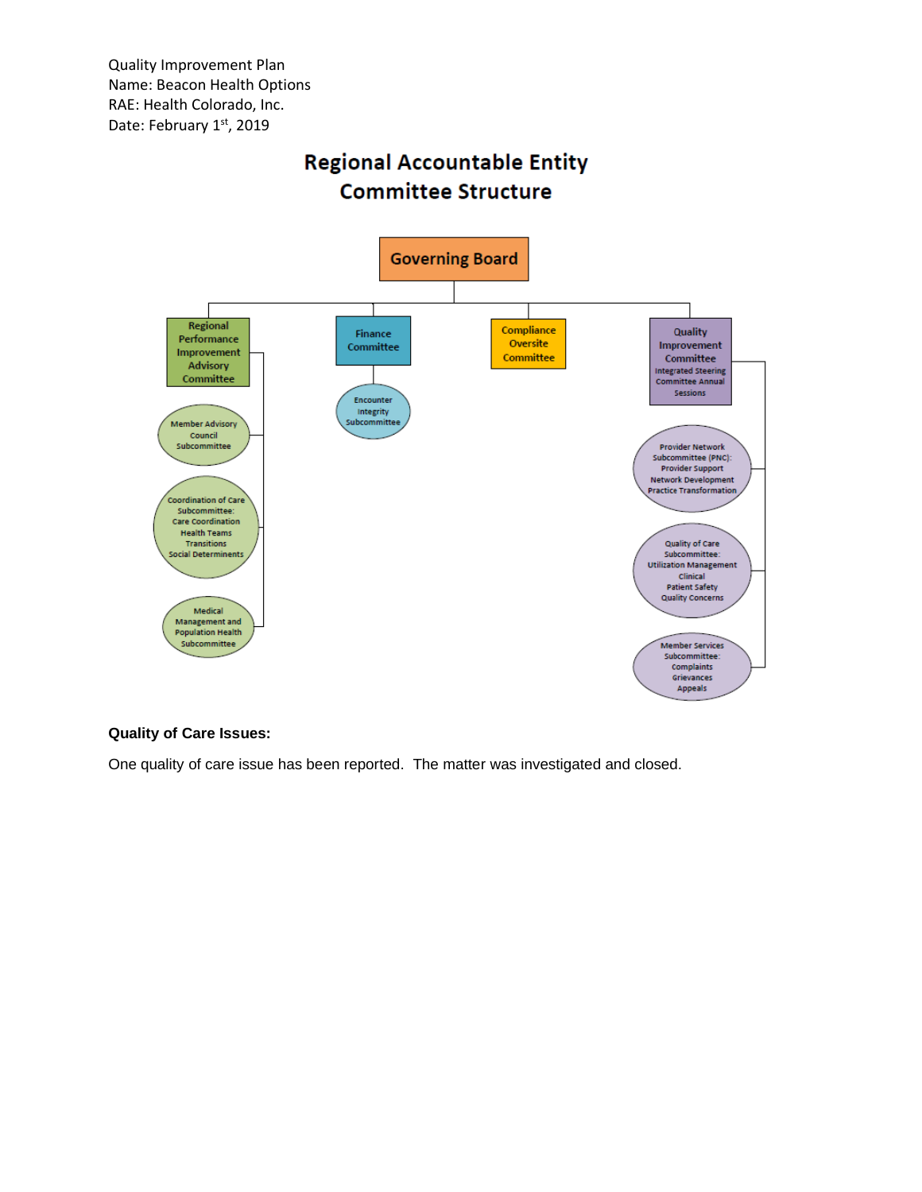Quality Improvement Plan
Name: Beacon Health Options
RAE: Health Colorado, Inc.
Date: February 1st, 2019

# Regional Accountable Entity Committee Structure

Governing Board

Regional Performance Improvement Advisory Committee

Member Advisory Council Subcommittee

Coordination of Care Subcommittee: Care Coordination Health Teams Transitions Social Determinents

Medical Management and Population Health Subcommittee

Finance Committee

Encounter Integrity Subcommittee

Compliance Oversite Committee

Quality Improvement Committee Integrated Steering Committee Annual Sessions

Provider Network Subcommittee (PNC): Provider Support Network Development Practice Transformation

Quality of Care Subcommittee: Utilization Management Clinical Patient Safety Quality Concerns

Member Services Subcommittee: Complaints Grievances Appeals

**Quality of Care Issues:**

One quality of care issue has been reported. The matter was investigated and closed.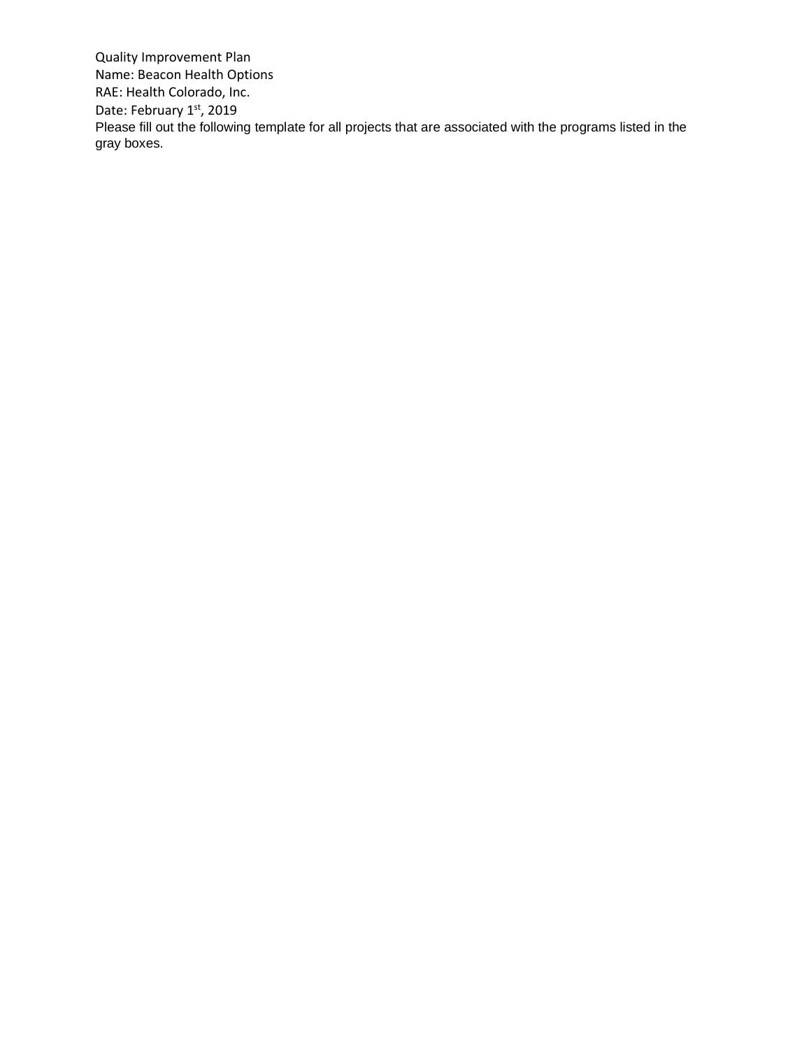Quality Improvement Plan
Name: Beacon Health Options
RAE: Health Colorado, Inc.
Date: February 1st, 2019

Please fill out the following template for all projects that are associated with the programs listed in the gray boxes.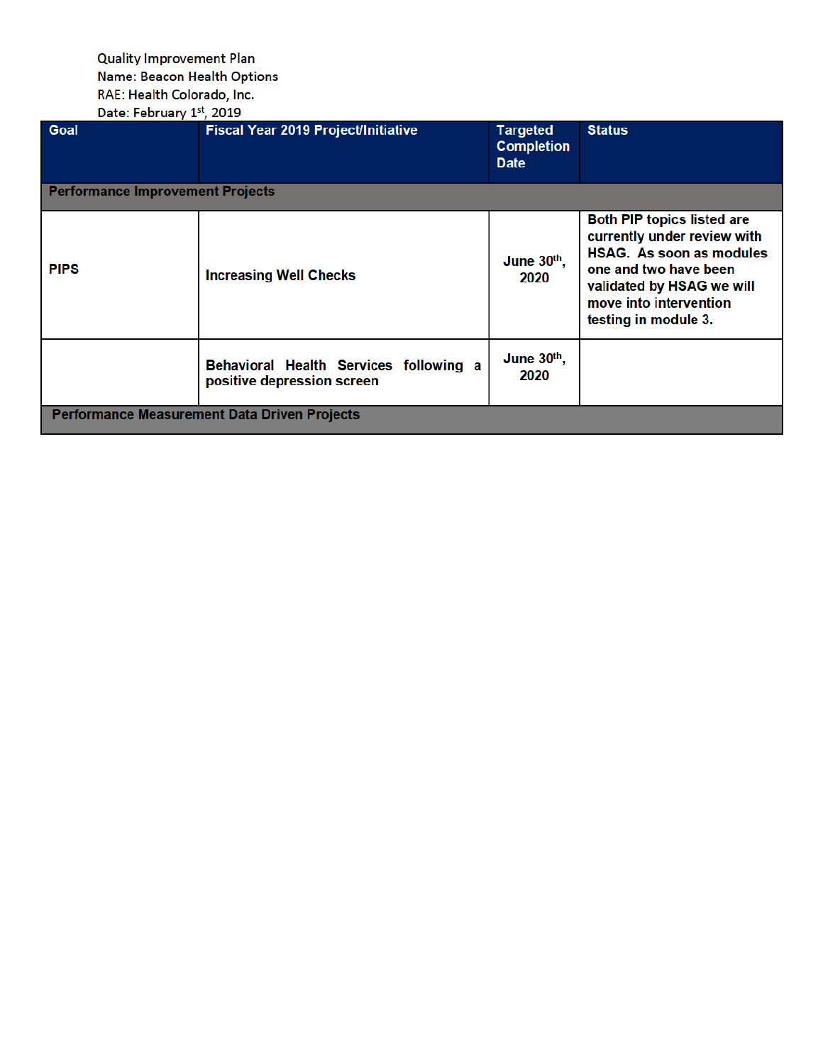Quality Improvement Plan
Name: Beacon Health Options
RAE: Health Colorado, Inc.
Date: February 1st, 2019

| Goal | Fiscal Year 2019 Project/Initiative | Targeted Completion Date | Status |
|---|---|---|---|
| **Performance Improvement Projects** | | | |
| **PIPS** | **Increasing Well Checks** | **June 30th, 2020** | **Both PIP topics listed are currently under review with HSAG. As soon as modules one and two have been validated by HSAG we will move into intervention testing in module 3.** |
| | **Behavioral Health Services following a positive depression screen** | **June 30th, 2020** | |
| **Performance Measurement Data Driven Projects** | | | |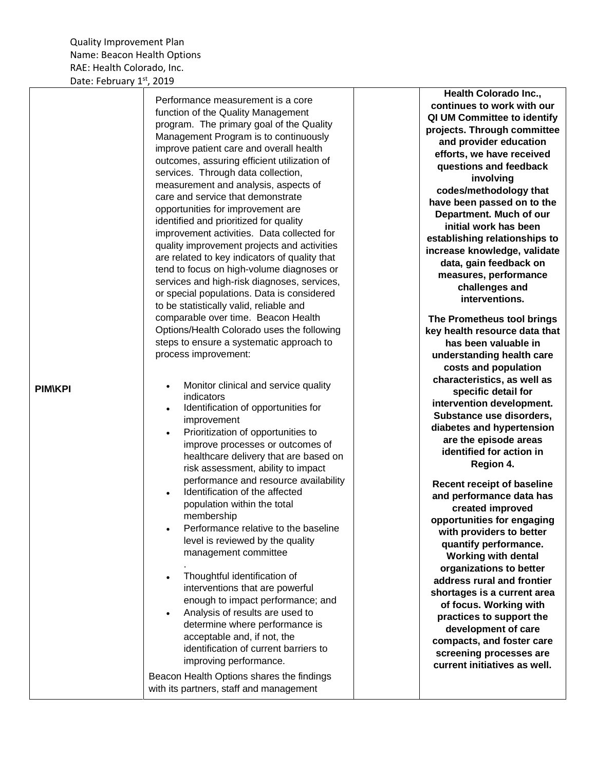Quality Improvement Plan
Name: Beacon Health Options
RAE: Health Colorado, Inc.
Date: February 1st, 2019

| | | | |
|---|---|---|---|
| **PIM\KPI** | Performance measurement is a core function of the Quality Management program. The primary goal of the Quality Management Program is to continuously improve patient care and overall health outcomes, assuring efficient utilization of services. Through data collection, measurement and analysis, aspects of care and service that demonstrate opportunities for improvement are identified and prioritized for quality improvement activities. Data collected for quality improvement projects and activities are related to key indicators of quality that tend to focus on high-volume diagnoses or services and high-risk diagnoses, services, or special populations. Data is considered to be statistically valid, reliable and comparable over time. Beacon Health Options/Health Colorado uses the following steps to ensure a systematic approach to process improvement:<br><br>• Monitor clinical and service quality indicators<br>• Identification of opportunities for improvement<br>• Prioritization of opportunities to improve processes or outcomes of healthcare delivery that are based on risk assessment, ability to impact performance and resource availability<br>• Identification of the affected population within the total membership<br>• Performance relative to the baseline level is reviewed by the quality management committee<br>.<br>• Thoughtful identification of interventions that are powerful enough to impact performance; and<br>• Analysis of results are used to determine where performance is acceptable and, if not, the identification of current barriers to improving performance.<br><br>Beacon Health Options shares the findings with its partners, staff and management | | **Health Colorado Inc., continues to work with our QI UM Committee to identify projects. Through committee and provider education efforts, we have received questions and feedback involving codes/methodology that have been passed on to the Department. Much of our initial work has been establishing relationships to increase knowledge, validate data, gain feedback on measures, performance challenges and interventions.**<br><br>**The Prometheus tool brings key health resource data that has been valuable in understanding health care costs and population characteristics, as well as specific detail for intervention development. Substance use disorders, diabetes and hypertension are the episode areas identified for action in Region 4.**<br><br>**Recent receipt of baseline and performance data has created improved opportunities for engaging with providers to better quantify performance. Working with dental organizations to better address rural and frontier shortages is a current area of focus. Working with practices to support the development of care compacts, and foster care screening processes are current initiatives as well.** |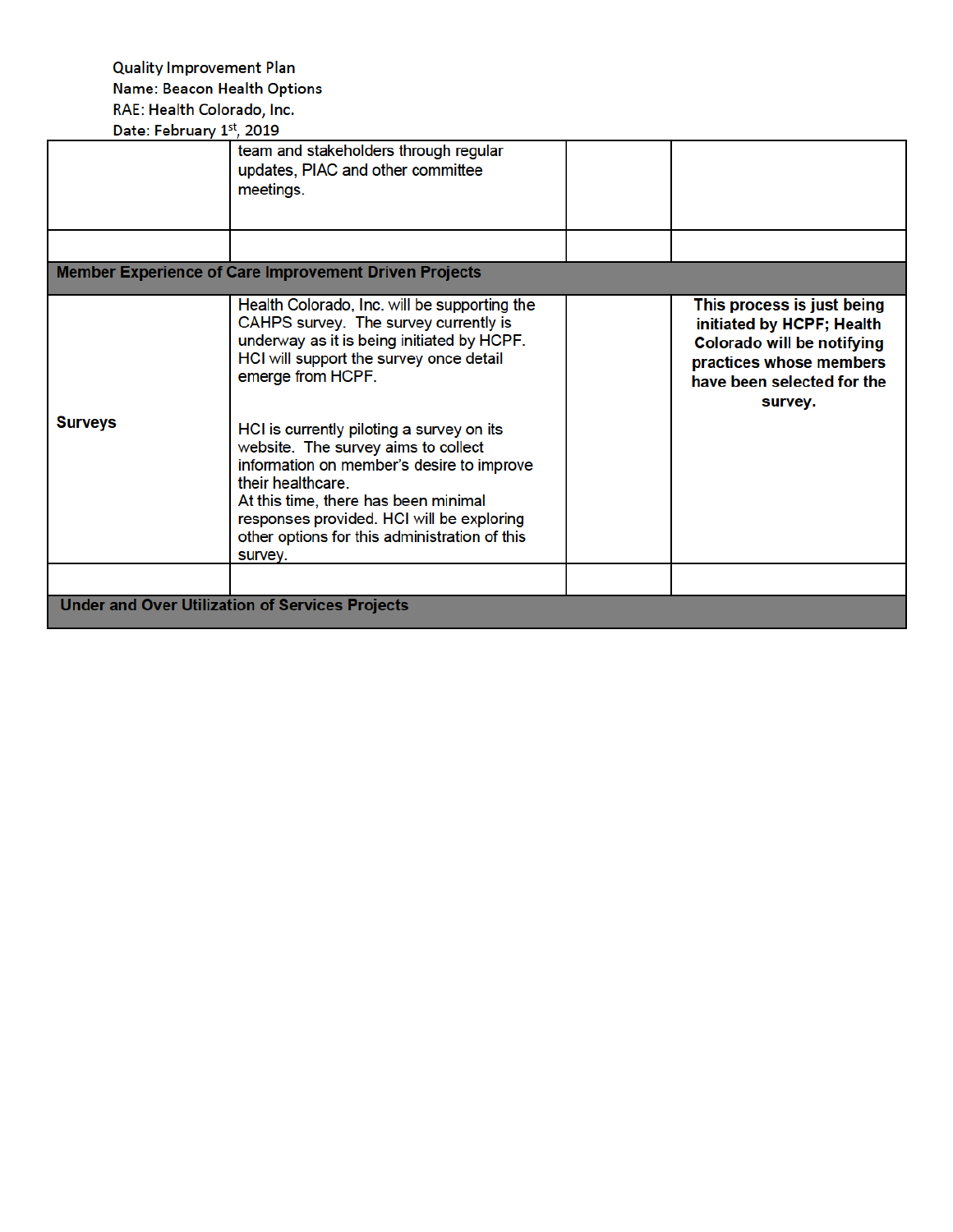Quality Improvement Plan
Name: Beacon Health Options
RAE: Health Colorado, Inc.
Date: February 1st, 2019

| | | | |
|---|---|---|---|
| | team and stakeholders through regular updates, PIAC and other committee meetings. | | |
| | | | |
| **Member Experience of Care Improvement Driven Projects** | | | |
| **Surveys** | Health Colorado, Inc. will be supporting the CAHPS survey. The survey currently is underway as it is being initiated by HCPF. HCI will support the survey once detail emerge from HCPF.<br><br>HCI is currently piloting a survey on its website. The survey aims to collect information on member's desire to improve their healthcare.<br>At this time, there has been minimal responses provided. HCI will be exploring other options for this administration of this survey. | | **This process is just being initiated by HCPF; Health Colorado will be notifying practices whose members have been selected for the survey.** |
| | | | |
| **Under and Over Utilization of Services Projects** | | | |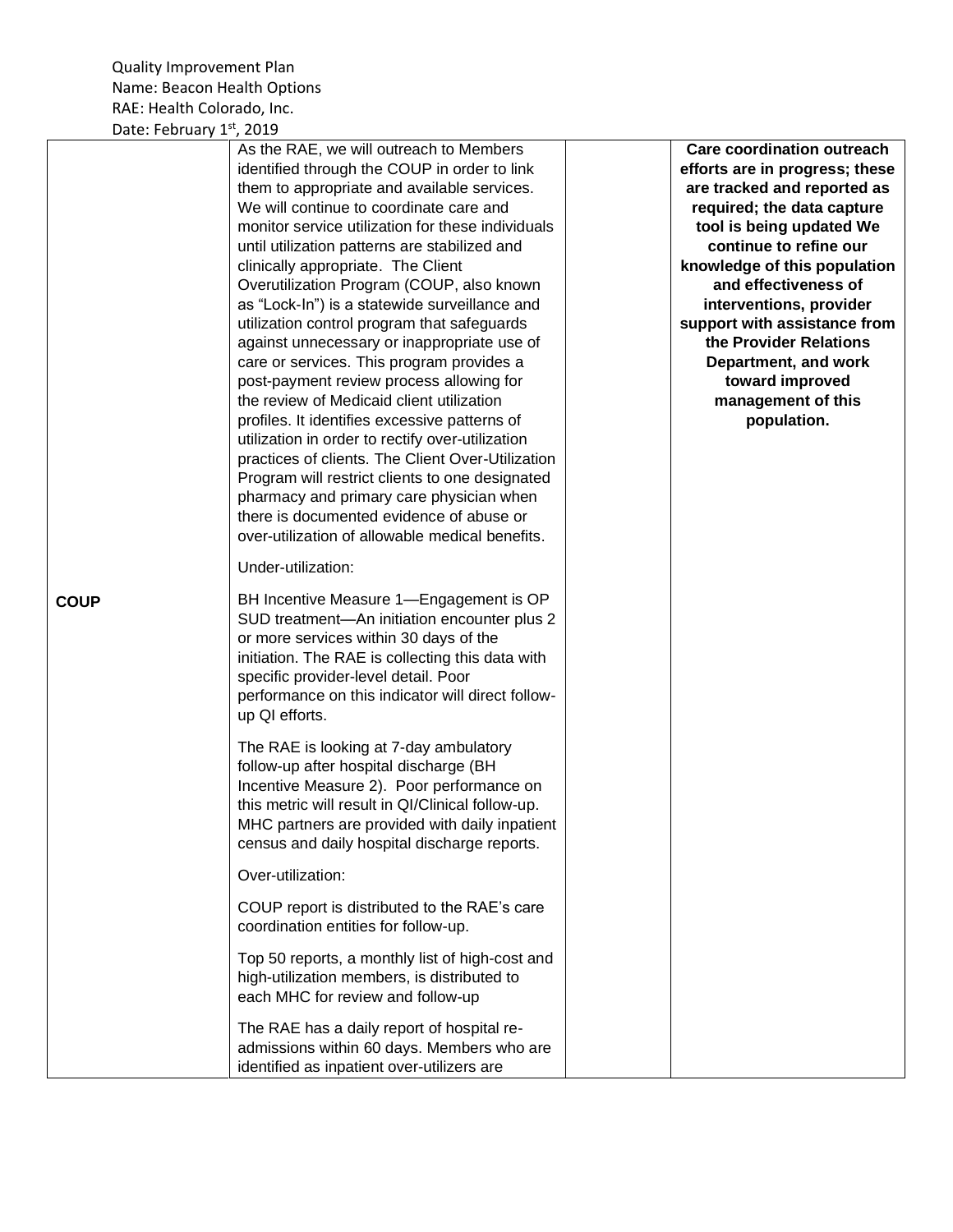Quality Improvement Plan
Name: Beacon Health Options
RAE: Health Colorado, Inc.
Date: February 1st, 2019

| | | | |
|---|---|---|---|
| **COUP** | As the RAE, we will outreach to Members identified through the COUP in order to link them to appropriate and available services. We will continue to coordinate care and monitor service utilization for these individuals until utilization patterns are stabilized and clinically appropriate. The Client Overutilization Program (COUP, also known as "Lock-In") is a statewide surveillance and utilization control program that safeguards against unnecessary or inappropriate use of care or services. This program provides a post-payment review process allowing for the review of Medicaid client utilization profiles. It identifies excessive patterns of utilization in order to rectify over-utilization practices of clients. The Client Over-Utilization Program will restrict clients to one designated pharmacy and primary care physician when there is documented evidence of abuse or over-utilization of allowable medical benefits.<br><br>Under-utilization:<br><br>BH Incentive Measure 1—Engagement is OP SUD treatment—An initiation encounter plus 2 or more services within 30 days of the initiation. The RAE is collecting this data with specific provider-level detail. Poor performance on this indicator will direct follow-up QI efforts.<br><br>The RAE is looking at 7-day ambulatory follow-up after hospital discharge (BH Incentive Measure 2). Poor performance on this metric will result in QI/Clinical follow-up. MHC partners are provided with daily inpatient census and daily hospital discharge reports.<br><br>Over-utilization:<br><br>COUP report is distributed to the RAE's care coordination entities for follow-up.<br><br>Top 50 reports, a monthly list of high-cost and high-utilization members, is distributed to each MHC for review and follow-up<br><br>The RAE has a daily report of hospital re-admissions within 60 days. Members who are identified as inpatient over-utilizers are | | **Care coordination outreach efforts are in progress; these are tracked and reported as required; the data capture tool is being updated We continue to refine our knowledge of this population and effectiveness of interventions, provider support with assistance from the Provider Relations Department, and work toward improved management of this population.** |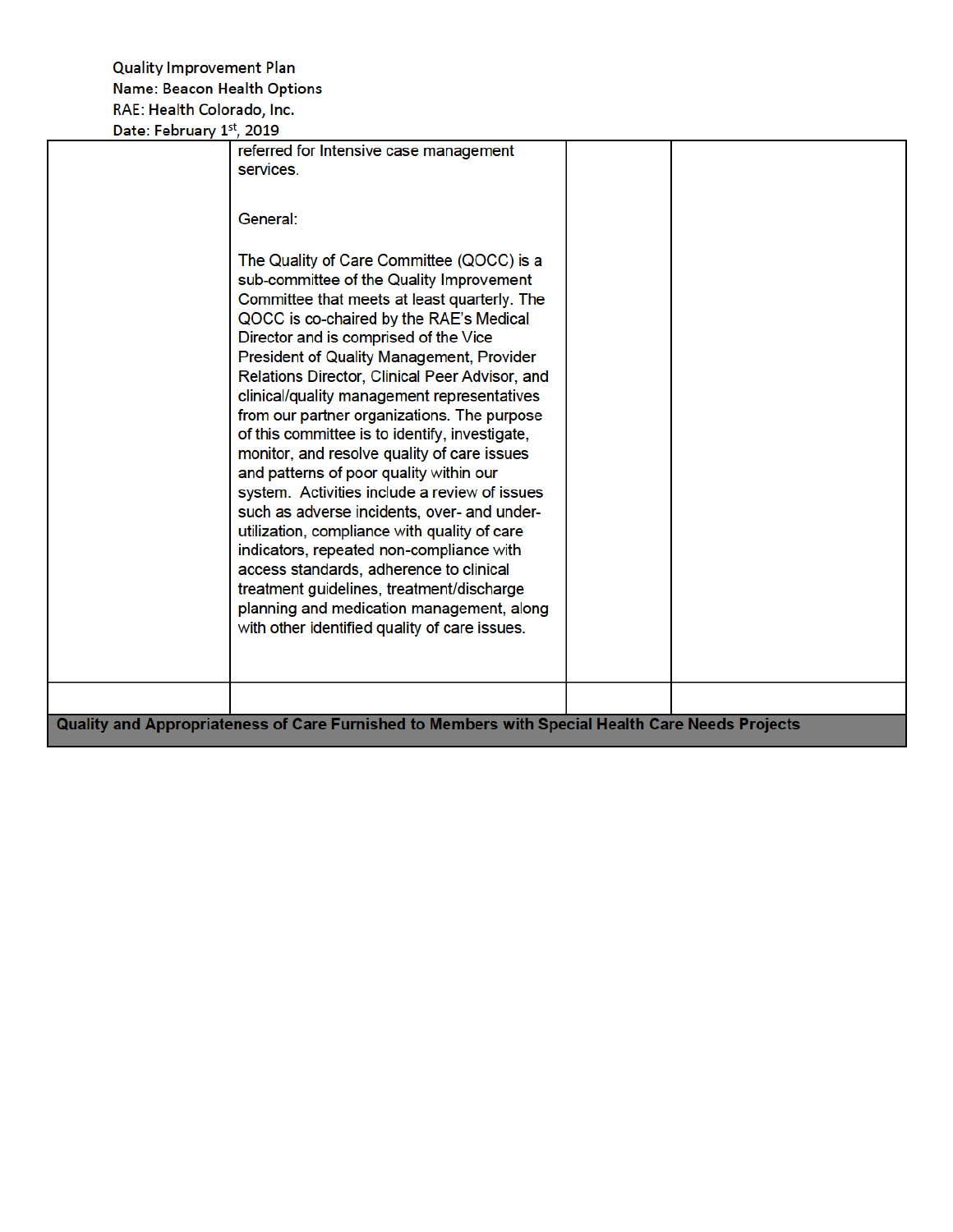Quality Improvement Plan
Name: Beacon Health Options
RAE: Health Colorado, Inc.
Date: February 1st, 2019

| | | | |
|---|---|---|---|
| | referred for Intensive case management services.<br><br>General:<br><br>The Quality of Care Committee (QOCC) is a sub-committee of the Quality Improvement Committee that meets at least quarterly. The QOCC is co-chaired by the RAE's Medical Director and is comprised of the Vice President of Quality Management, Provider Relations Director, Clinical Peer Advisor, and clinical/quality management representatives from our partner organizations. The purpose of this committee is to identify, investigate, monitor, and resolve quality of care issues and patterns of poor quality within our system. Activities include a review of issues such as adverse incidents, over- and under-utilization, compliance with quality of care indicators, repeated non-compliance with access standards, adherence to clinical treatment guidelines, treatment/discharge planning and medication management, along with other identified quality of care issues. | | |
| | | | |
| **Quality and Appropriateness of Care Furnished to Members with Special Health Care Needs Projects** | | | |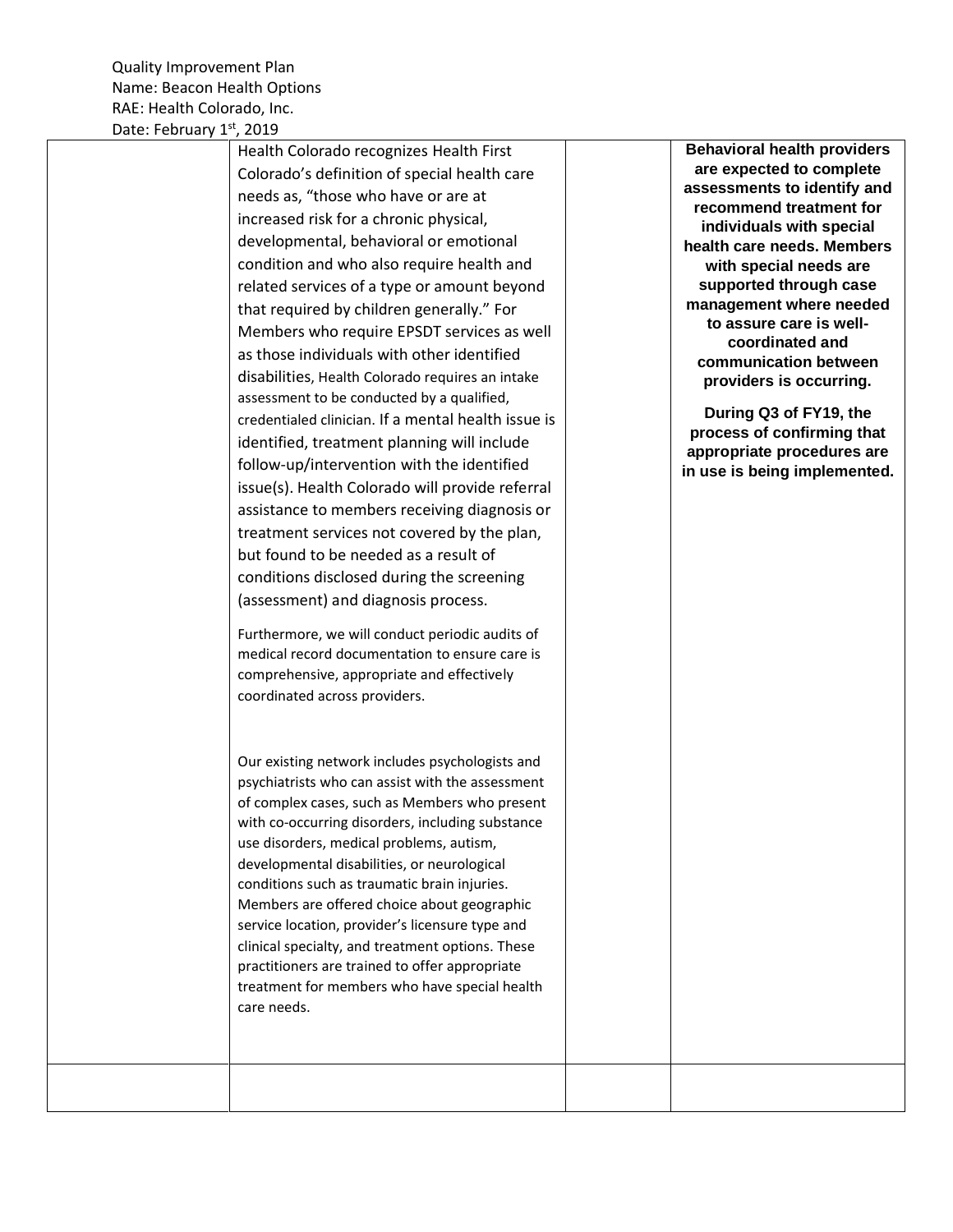Quality Improvement Plan
Name: Beacon Health Options
RAE: Health Colorado, Inc.
Date: February 1st, 2019

| | | | |
|---|---|---|---|
| | Health Colorado recognizes Health First Colorado's definition of special health care needs as, "those who have or are at increased risk for a chronic physical, developmental, behavioral or emotional condition and who also require health and related services of a type or amount beyond that required by children generally." For Members who require EPSDT services as well as those individuals with other identified disabilities, Health Colorado requires an intake assessment to be conducted by a qualified, credentialed clinician. If a mental health issue is identified, treatment planning will include follow-up/intervention with the identified issue(s). Health Colorado will provide referral assistance to members receiving diagnosis or treatment services not covered by the plan, but found to be needed as a result of conditions disclosed during the screening (assessment) and diagnosis process.<br><br>Furthermore, we will conduct periodic audits of medical record documentation to ensure care is comprehensive, appropriate and effectively coordinated across providers.<br><br>Our existing network includes psychologists and psychiatrists who can assist with the assessment of complex cases, such as Members who present with co-occurring disorders, including substance use disorders, medical problems, autism, developmental disabilities, or neurological conditions such as traumatic brain injuries. Members are offered choice about geographic service location, provider's licensure type and clinical specialty, and treatment options. These practitioners are trained to offer appropriate treatment for members who have special health care needs. | | **Behavioral health providers are expected to complete assessments to identify and recommend treatment for individuals with special health care needs. Members with special needs are supported through case management where needed to assure care is well-coordinated and communication between providers is occurring.**<br><br>**During Q3 of FY19, the process of confirming that appropriate procedures are in use is being implemented.** |
| | | | |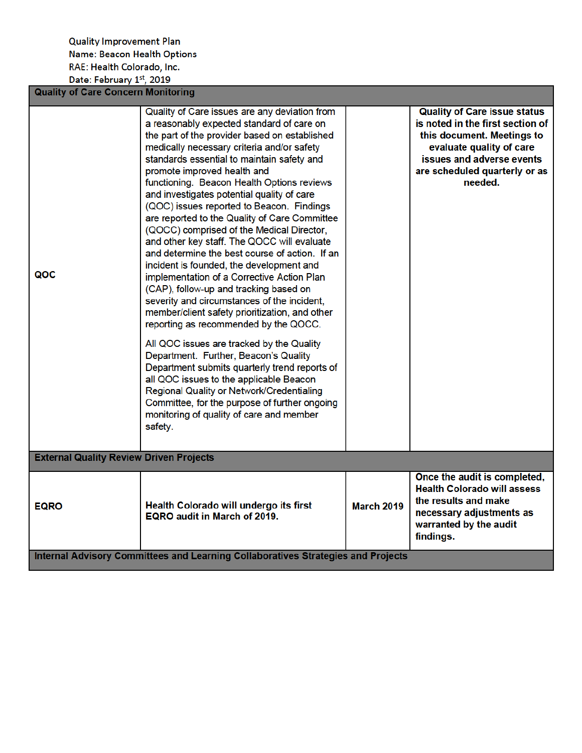Quality Improvement Plan
Name: Beacon Health Options
RAE: Health Colorado, Inc.
Date: February 1st, 2019

| | | | |
|---|---|---|---|
| **Quality of Care Concern Monitoring** | | | |
| **QOC** | Quality of Care issues are any deviation from a reasonably expected standard of care on the part of the provider based on established medically necessary criteria and/or safety standards essential to maintain safety and promote improved health and functioning. Beacon Health Options reviews and investigates potential quality of care (QOC) issues reported to Beacon. Findings are reported to the Quality of Care Committee (QOCC) comprised of the Medical Director, and other key staff. The QOCC will evaluate and determine the best course of action. If an incident is founded, the development and implementation of a Corrective Action Plan (CAP), follow-up and tracking based on severity and circumstances of the incident, member/client safety prioritization, and other reporting as recommended by the QOCC.<br><br>All QOC issues are tracked by the Quality Department. Further, Beacon's Quality Department submits quarterly trend reports of all QOC issues to the applicable Beacon Regional Quality or Network/Credentialing Committee, for the purpose of further ongoing monitoring of quality of care and member safety. | | **Quality of Care issue status is noted in the first section of this document. Meetings to evaluate quality of care issues and adverse events are scheduled quarterly or as needed.** |
| **External Quality Review Driven Projects** | | | |
| **EQRO** | **Health Colorado will undergo its first EQRO audit in March of 2019.** | **March 2019** | **Once the audit is completed, Health Colorado will assess the results and make necessary adjustments as warranted by the audit findings.** |
| **Internal Advisory Committees and Learning Collaboratives Strategies and Projects** | | | |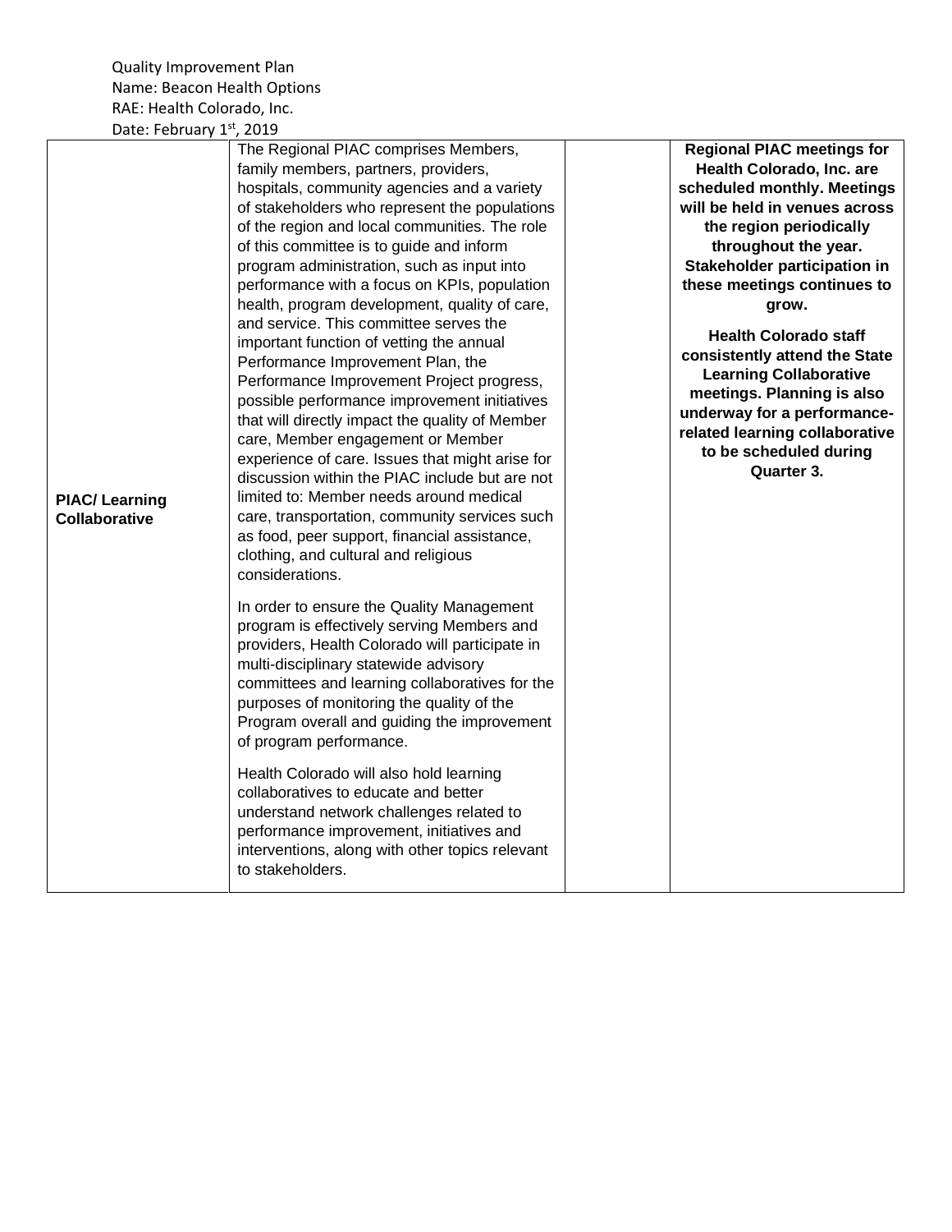Quality Improvement Plan
Name: Beacon Health Options
RAE: Health Colorado, Inc.
Date: February 1st, 2019

| | | | |
|---|---|---|---|
| **PIAC/ Learning Collaborative** | The Regional PIAC comprises Members, family members, partners, providers, hospitals, community agencies and a variety of stakeholders who represent the populations of the region and local communities. The role of this committee is to guide and inform program administration, such as input into performance with a focus on KPIs, population health, program development, quality of care, and service. This committee serves the important function of vetting the annual Performance Improvement Plan, the Performance Improvement Project progress, possible performance improvement initiatives that will directly impact the quality of Member care, Member engagement or Member experience of care. Issues that might arise for discussion within the PIAC include but are not limited to: Member needs around medical care, transportation, community services such as food, peer support, financial assistance, clothing, and cultural and religious considerations.<br><br>In order to ensure the Quality Management program is effectively serving Members and providers, Health Colorado will participate in multi-disciplinary statewide advisory committees and learning collaboratives for the purposes of monitoring the quality of the Program overall and guiding the improvement of program performance.<br><br>Health Colorado will also hold learning collaboratives to educate and better understand network challenges related to performance improvement, initiatives and interventions, along with other topics relevant to stakeholders. | | **Regional PIAC meetings for Health Colorado, Inc. are scheduled monthly. Meetings will be held in venues across the region periodically throughout the year. Stakeholder participation in these meetings continues to grow.**<br><br>**Health Colorado staff consistently attend the State Learning Collaborative meetings. Planning is also underway for a performance-related learning collaborative to be scheduled during Quarter 3.** |